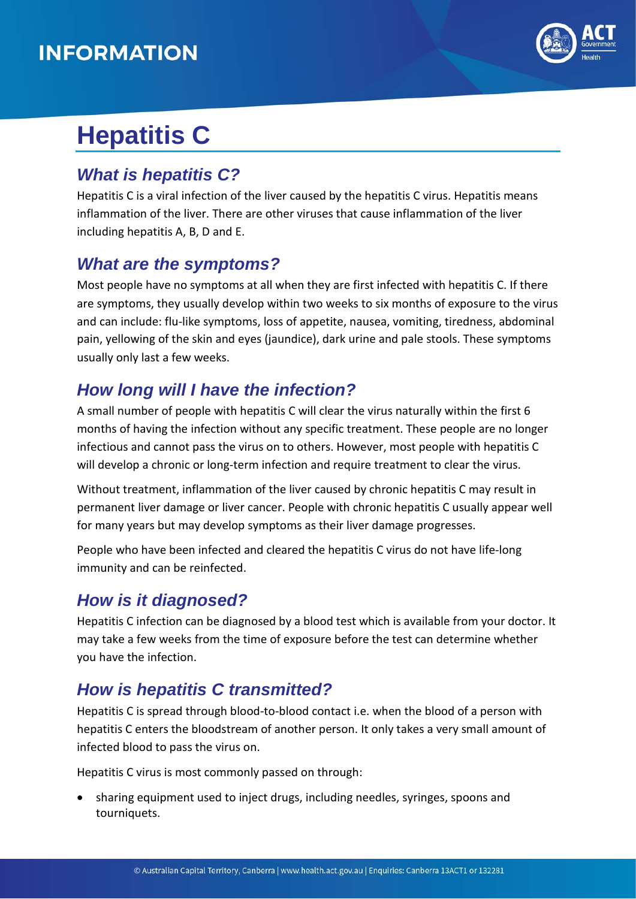INFORMATION

# Hepatitis C

## What is hepatitis C?

Hepatitis C is a viral infection of the liver caused by the hepatitis C virus. Hepatitis means inflammation of the liver. There are other viruses that cause inflammation of the liver including hepatitis A, B, D and E.

## What are the symptoms?

Most people have no symptoms at all when they are first infected with hepatitis C. If there are symptoms, they usually develop within two weeks to six months of exposure to the virus and can include: flu-like symptoms, loss of appetite, nausea, vomiting, tiredness, abdominal pain, yellowing of the skin and eyes (jaundice), dark urine and pale stools. These symptoms usually only last a few weeks.

## How long will I have the infection?

A small number of people with hepatitis C will clear the virus naturally within the first 6 months of having the infection without any specific treatment. These people are no longer infectious and cannot pass the virus on to others. However, most people with hepatitis C will develop a chronic or long-term infection and require treatment to clear the virus.

Without treatment, inflammation of the liver caused by chronic hepatitis C may result in permanent liver damage or liver cancer. People with chronic hepatitis C usually appear well for many years but may develop symptoms as their liver damage progresses.

People who have been infected and cleared the hepatitis C virus do not have life-long immunity and can be reinfected.

## How is it diagnosed?

Hepatitis C infection can be diagnosed by a blood test which is available from your doctor. It may take a few weeks from the time of exposure before the test can determine whether you have the infection.

## How is hepatitis C transmitted?

Hepatitis C is spread through blood-to-blood contact i.e. when the blood of a person with hepatitis C enters the bloodstream of another person. It only takes a very small amount of infected blood to pass the virus on.

Hepatitis C virus is most commonly passed on through:

- sharing equipment used to inject drugs, including needles, syringes, spoons and tourniquets.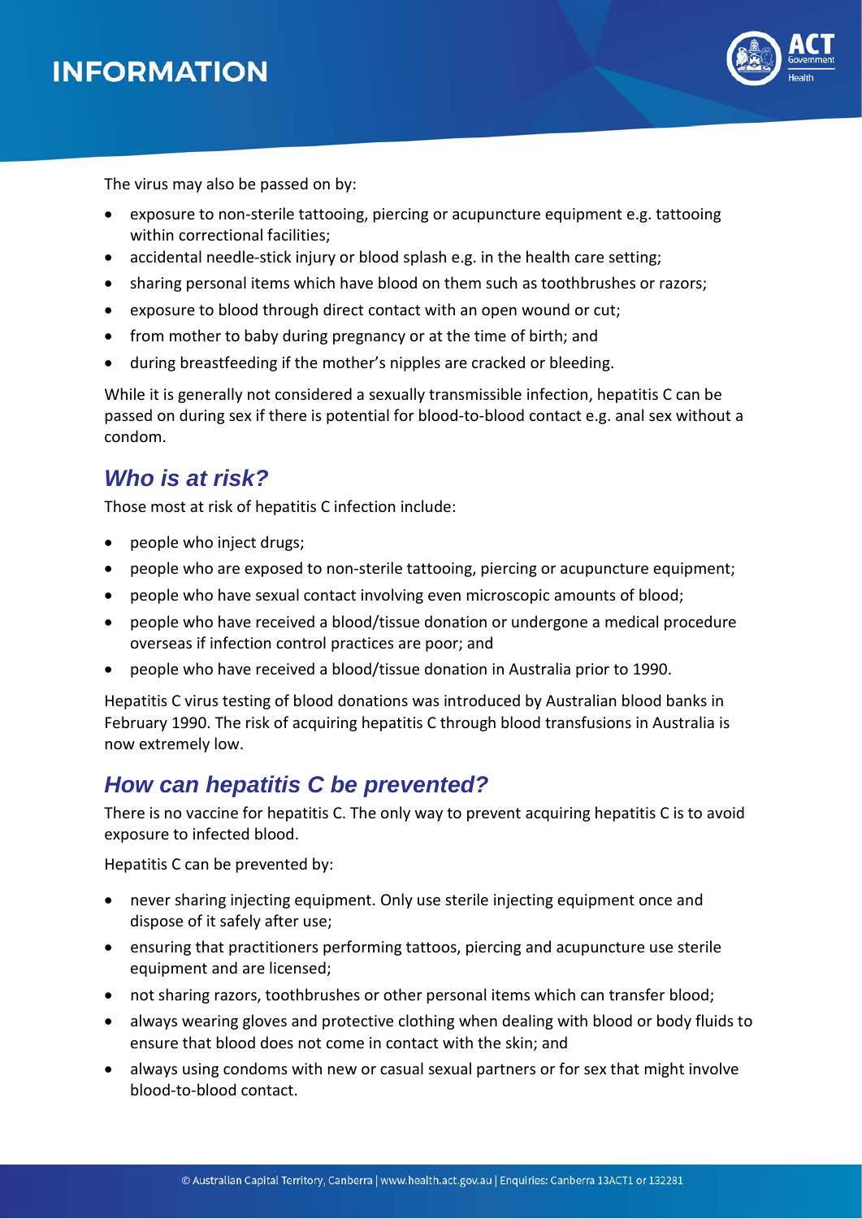The virus may also be passed on by:

- exposure to non-sterile tattooing, piercing or acupuncture equipment e.g. tattooing within correctional facilities;
- accidental needle-stick injury or blood splash e.g. in the health care setting;
- sharing personal items which have blood on them such as toothbrushes or razors;
- exposure to blood through direct contact with an open wound or cut;
- from mother to baby during pregnancy or at the time of birth; and
- during breastfeeding if the mother's nipples are cracked or bleeding.

While it is generally not considered a sexually transmissible infection, hepatitis C can be passed on during sex if there is potential for blood-to-blood contact e.g. anal sex without a condom.

## *Who is at risk?*

Those most at risk of hepatitis C infection include:

- people who inject drugs;
- people who are exposed to non-sterile tattooing, piercing or acupuncture equipment;
- people who have sexual contact involving even microscopic amounts of blood;
- people who have received a blood/tissue donation or undergone a medical procedure overseas if infection control practices are poor; and
- people who have received a blood/tissue donation in Australia prior to 1990.

Hepatitis C virus testing of blood donations was introduced by Australian blood banks in February 1990. The risk of acquiring hepatitis C through blood transfusions in Australia is now extremely low.

## *How can hepatitis C be prevented?*

There is no vaccine for hepatitis C. The only way to prevent acquiring hepatitis C is to avoid exposure to infected blood.

Hepatitis C can be prevented by:

- never sharing injecting equipment. Only use sterile injecting equipment once and dispose of it safely after use;
- ensuring that practitioners performing tattoos, piercing and acupuncture use sterile equipment and are licensed;
- not sharing razors, toothbrushes or other personal items which can transfer blood;
- always wearing gloves and protective clothing when dealing with blood or body fluids to ensure that blood does not come in contact with the skin; and
- always using condoms with new or casual sexual partners or for sex that might involve blood-to-blood contact.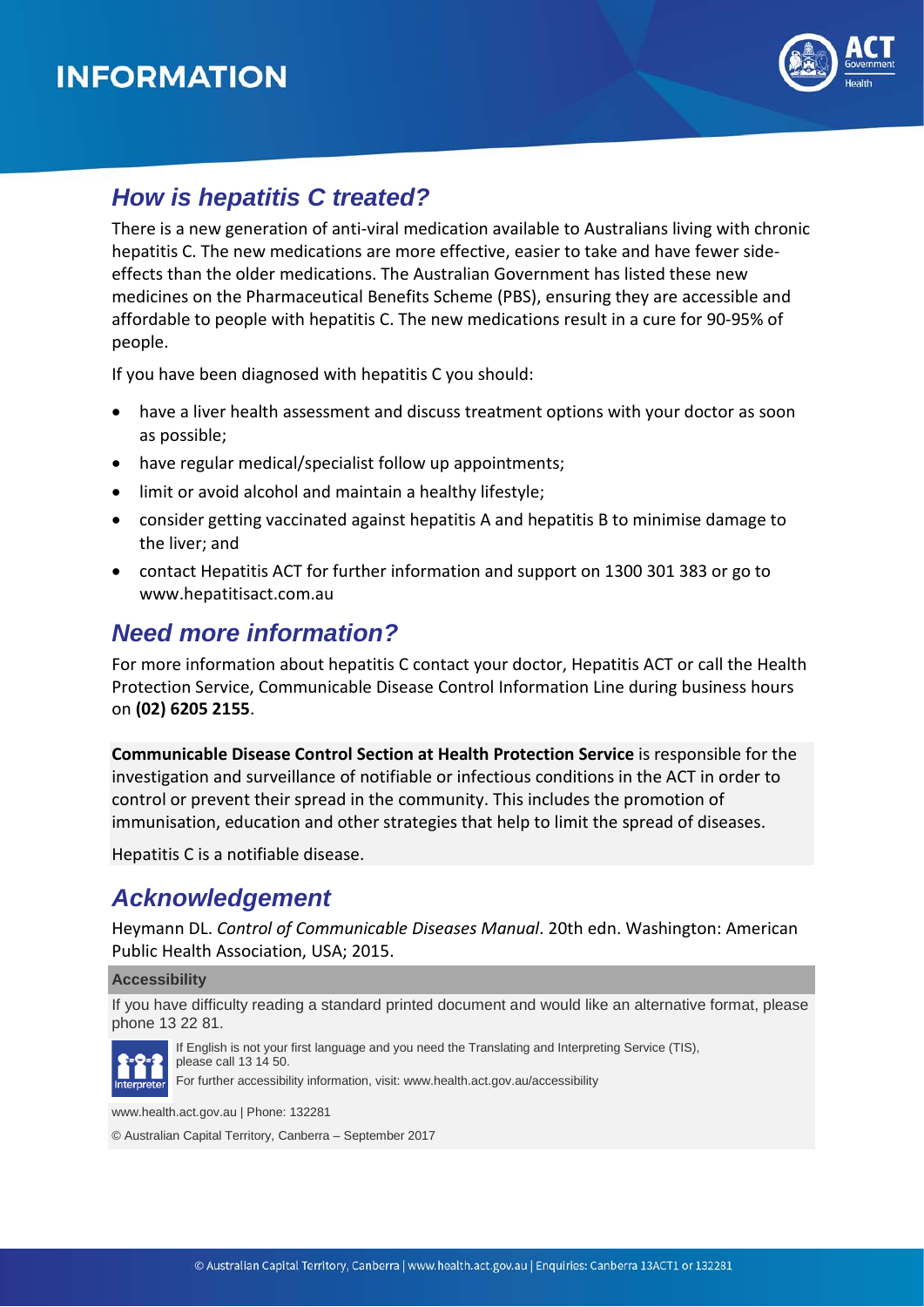## How is hepatitis C treated?

There is a new generation of anti-viral medication available to Australians living with chronic hepatitis C. The new medications are more effective, easier to take and have fewer side-effects than the older medications. The Australian Government has listed these new medicines on the Pharmaceutical Benefits Scheme (PBS), ensuring they are accessible and affordable to people with hepatitis C. The new medications result in a cure for 90-95% of people.

If you have been diagnosed with hepatitis C you should:

- have a liver health assessment and discuss treatment options with your doctor as soon as possible;
- have regular medical/specialist follow up appointments;
- limit or avoid alcohol and maintain a healthy lifestyle;
- consider getting vaccinated against hepatitis A and hepatitis B to minimise damage to the liver; and
- contact Hepatitis ACT for further information and support on 1300 301 383 or go to www.hepatitisact.com.au

## Need more information?

For more information about hepatitis C contact your doctor, Hepatitis ACT or call the Health Protection Service, Communicable Disease Control Information Line during business hours on **(02) 6205 2155**.

**Communicable Disease Control Section at Health Protection Service** is responsible for the investigation and surveillance of notifiable or infectious conditions in the ACT in order to control or prevent their spread in the community. This includes the promotion of immunisation, education and other strategies that help to limit the spread of diseases.

Hepatitis C is a notifiable disease.

## Acknowledgement

Heymann DL. *Control of Communicable Diseases Manual*. 20th edn. Washington: American Public Health Association, USA; 2015.

**Accessibility**

If you have difficulty reading a standard printed document and would like an alternative format, please phone 13 22 81.

If English is not your first language and you need the Translating and Interpreting Service (TIS), please call 13 14 50.

For further accessibility information, visit: www.health.act.gov.au/accessibility

www.health.act.gov.au | Phone: 132281

© Australian Capital Territory, Canberra – September 2017